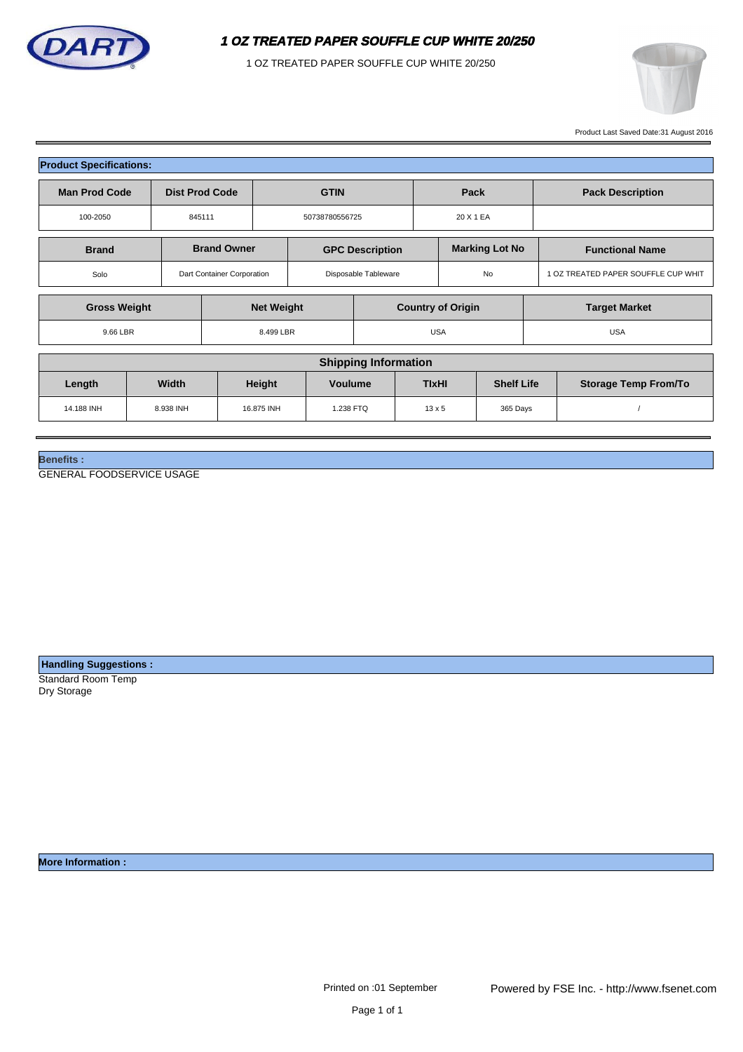# 1 OZ TREATED PAPER SOUFFLE CUP WHITE 20/250

1 OZ TREATED PAPER SOUFFLE CUP WHITE 20/250

Product Last Saved Date:31 August 2016

## Product Specifications:

| Man Prod Code | Dist Prod Code | GTIN | Pack | Pack Description |
|---|---|---|---|---|
| 100-2050 | 845111 | 50738780556725 | 20 X 1 EA | |

| Brand | Brand Owner | GPC Description | Marking Lot No | Functional Name |
|---|---|---|---|---|
| Solo | Dart Container Corporation | Disposable Tableware | No | 1 OZ TREATED PAPER SOUFFLE CUP WHIT |

| Gross Weight | Net Weight | Country of Origin | Target Market |
|---|---|---|---|
| 9.66 LBR | 8.499 LBR | USA | USA |

| Shipping Information | | | | | | |
|---|---|---|---|---|---|---|
| Length | Width | Height | Voulume | TIxHI | Shelf Life | Storage Temp From/To |
| 14.188 INH | 8.938 INH | 16.875 INH | 1.238 FTQ | 13 x 5 | 365 Days | / |

## Benefits :

GENERAL FOODSERVICE USAGE

## Handling Suggestions :

Standard Room Temp
Dry Storage

## More Information :

Printed on :01 September

Powered by FSE Inc. - http://www.fsenet.com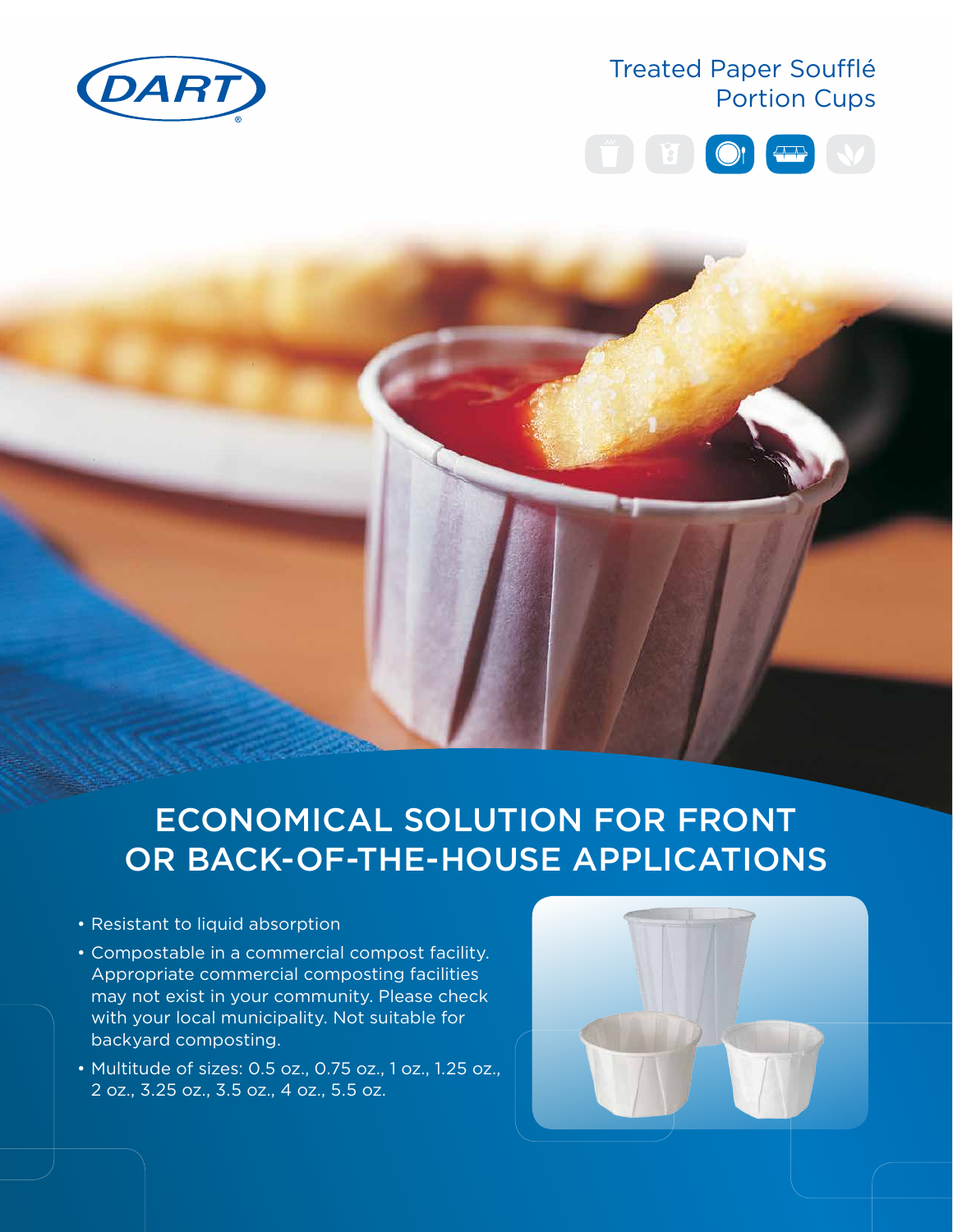DART®

# Treated Paper Soufflé Portion Cups

## ECONOMICAL SOLUTION FOR FRONT OR BACK-OF-THE-HOUSE APPLICATIONS

- Resistant to liquid absorption
- Compostable in a commercial compost facility. Appropriate commercial composting facilities may not exist in your community. Please check with your local municipality. Not suitable for backyard composting.
- Multitude of sizes: 0.5 oz., 0.75 oz., 1 oz., 1.25 oz., 2 oz., 3.25 oz., 3.5 oz., 4 oz., 5.5 oz.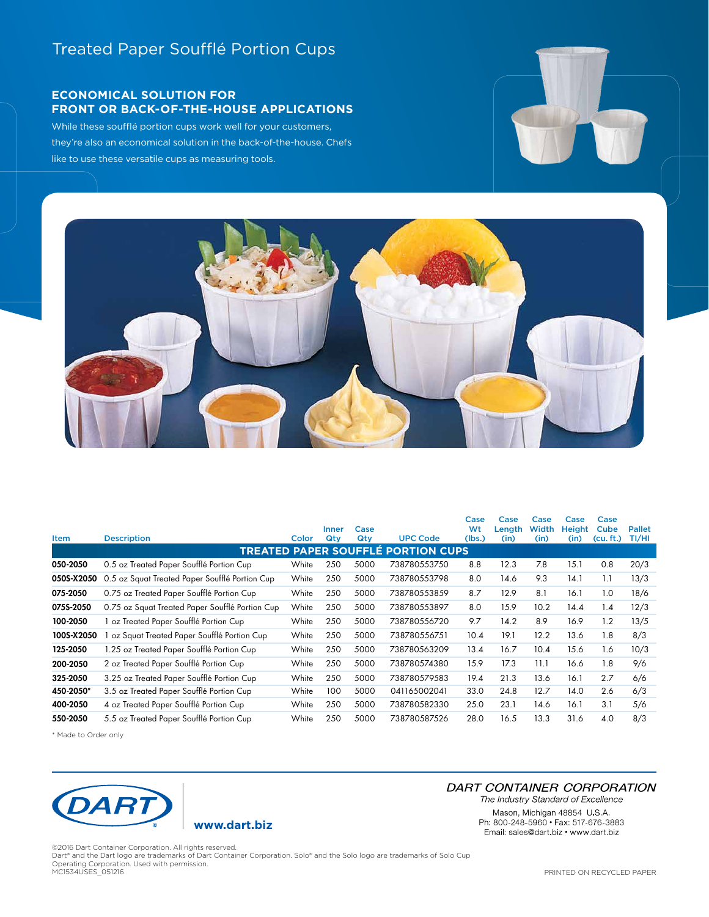# Treated Paper Soufflé Portion Cups

## ECONOMICAL SOLUTION FOR FRONT OR BACK-OF-THE-HOUSE APPLICATIONS

While these soufflé portion cups work well for your customers, they're also an economical solution in the back-of-the-house. Chefs like to use these versatile cups as measuring tools.

| Item | Description | Color | Inner Qty | Case Qty | UPC Code | Case Wt (lbs.) | Case Length (in) | Case Width (in) | Case Height (in) | Case Cube (cu. ft.) | Pallet TI/HI |
|---|---|---|---|---|---|---|---|---|---|---|---|
| **TREATED PAPER SOUFFLÉ PORTION CUPS** | | | | | | | | | | | |
| **050-2050** | 0.5 oz Treated Paper Soufflé Portion Cup | White | 250 | 5000 | 738780553750 | 8.8 | 12.3 | 7.8 | 15.1 | 0.8 | 20/3 |
| **050S-X2050** | 0.5 oz Squat Treated Paper Soufflé Portion Cup | White | 250 | 5000 | 738780553798 | 8.0 | 14.6 | 9.3 | 14.1 | 1.1 | 13/3 |
| **075-2050** | 0.75 oz Treated Paper Soufflé Portion Cup | White | 250 | 5000 | 738780553859 | 8.7 | 12.9 | 8.1 | 16.1 | 1.0 | 18/6 |
| **075S-2050** | 0.75 oz Squat Treated Paper Soufflé Portion Cup | White | 250 | 5000 | 738780553897 | 8.0 | 15.9 | 10.2 | 14.4 | 1.4 | 12/3 |
| **100-2050** | 1 oz Treated Paper Soufflé Portion Cup | White | 250 | 5000 | 738780556720 | 9.7 | 14.2 | 8.9 | 16.9 | 1.2 | 13/5 |
| **100S-X2050** | 1 oz Squat Treated Paper Soufflé Portion Cup | White | 250 | 5000 | 738780556751 | 10.4 | 19.1 | 12.2 | 13.6 | 1.8 | 8/3 |
| **125-2050** | 1.25 oz Treated Paper Soufflé Portion Cup | White | 250 | 5000 | 738780563209 | 13.4 | 16.7 | 10.4 | 15.6 | 1.6 | 10/3 |
| **200-2050** | 2 oz Treated Paper Soufflé Portion Cup | White | 250 | 5000 | 738780574380 | 15.9 | 17.3 | 11.1 | 16.6 | 1.8 | 9/6 |
| **325-2050** | 3.25 oz Treated Paper Soufflé Portion Cup | White | 250 | 5000 | 738780579583 | 19.4 | 21.3 | 13.6 | 16.1 | 2.7 | 6/6 |
| **450-2050*** | 3.5 oz Treated Paper Soufflé Portion Cup | White | 100 | 5000 | 041165002041 | 33.0 | 24.8 | 12.7 | 14.0 | 2.6 | 6/3 |
| **400-2050** | 4 oz Treated Paper Soufflé Portion Cup | White | 250 | 5000 | 738780582330 | 25.0 | 23.1 | 14.6 | 16.1 | 3.1 | 5/6 |
| **550-2050** | 5.5 oz Treated Paper Soufflé Portion Cup | White | 250 | 5000 | 738780587526 | 28.0 | 16.5 | 13.3 | 31.6 | 4.0 | 8/3 |

* Made to Order only

**www.dart.biz**

*DART CONTAINER CORPORATION*
*The Industry Standard of Excellence*
Mason, Michigan 48854 U.S.A.
Ph: 800-248-5960 • Fax: 517-676-3883
Email: sales@dart.biz • www.dart.biz

©2016 Dart Container Corporation. All rights reserved.
Dart® and the Dart logo are trademarks of Dart Container Corporation. Solo® and the Solo logo are trademarks of Solo Cup Operating Corporation. Used with permission.
MC1534USES_051216

PRINTED ON RECYCLED PAPER